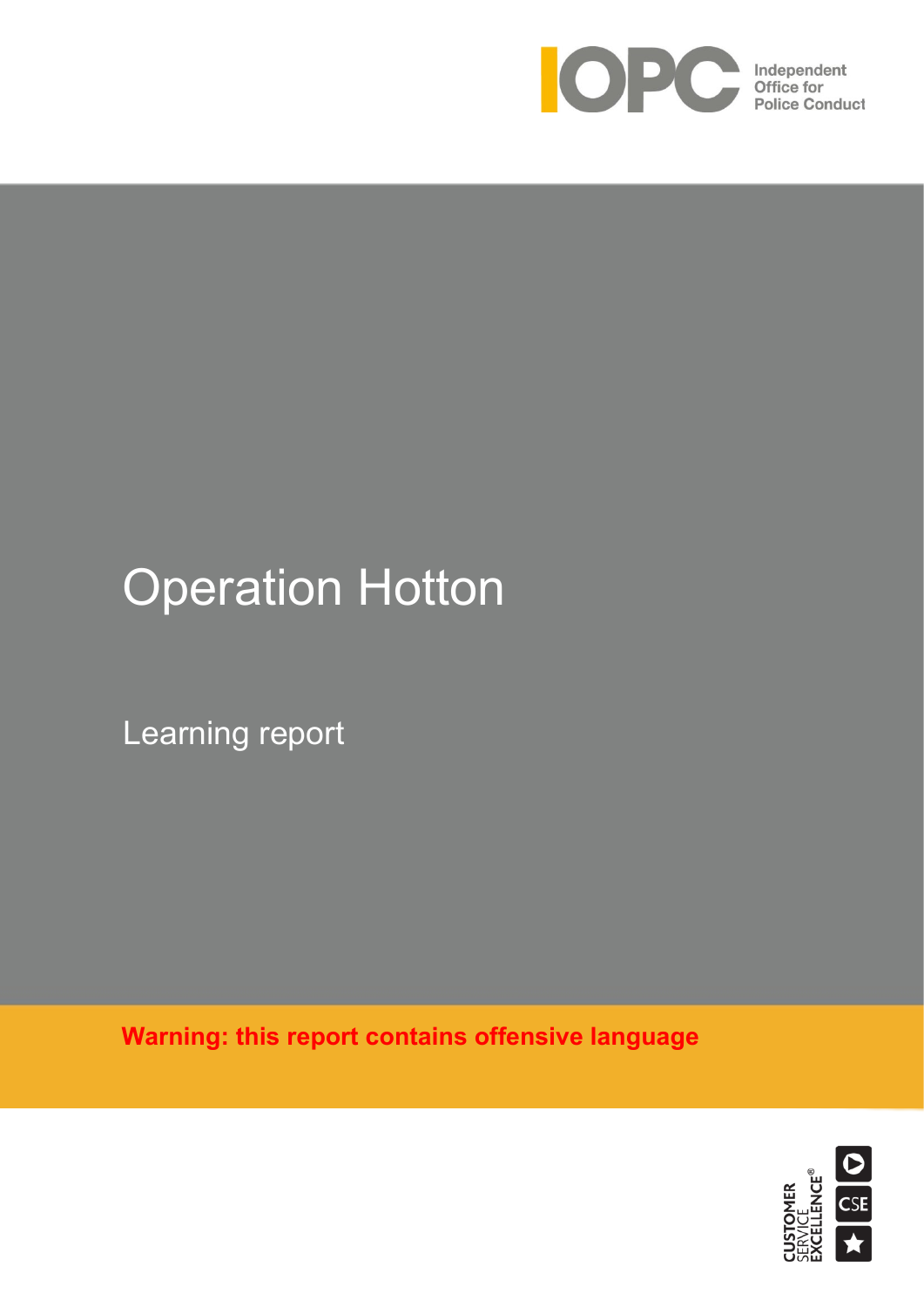Independent Office for Police Conduct

# Operation Hotton

## Learning report

**Warning: this report contains offensive language**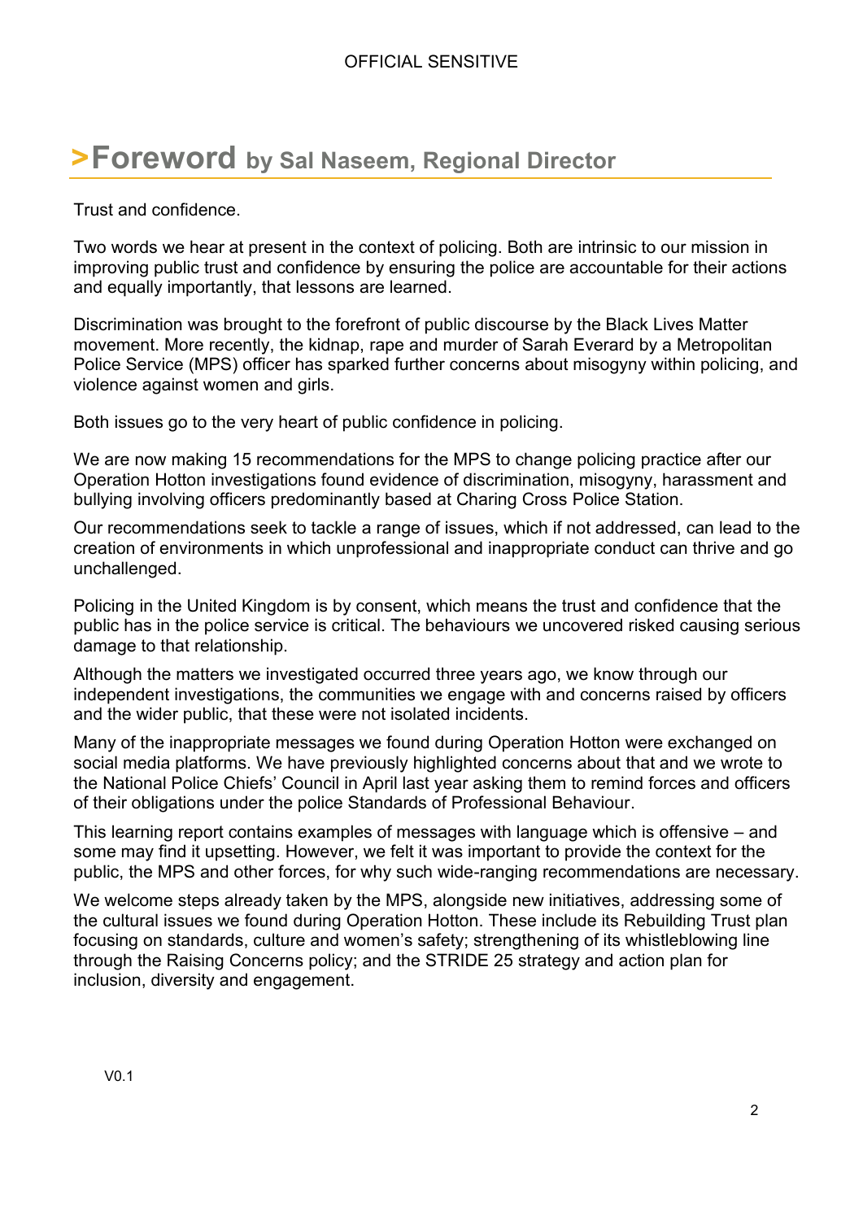# >Foreword by Sal Naseem, Regional Director

Trust and confidence.

Two words we hear at present in the context of policing. Both are intrinsic to our mission in improving public trust and confidence by ensuring the police are accountable for their actions and equally importantly, that lessons are learned.

Discrimination was brought to the forefront of public discourse by the Black Lives Matter movement. More recently, the kidnap, rape and murder of Sarah Everard by a Metropolitan Police Service (MPS) officer has sparked further concerns about misogyny within policing, and violence against women and girls.

Both issues go to the very heart of public confidence in policing.

We are now making 15 recommendations for the MPS to change policing practice after our Operation Hotton investigations found evidence of discrimination, misogyny, harassment and bullying involving officers predominantly based at Charing Cross Police Station.

Our recommendations seek to tackle a range of issues, which if not addressed, can lead to the creation of environments in which unprofessional and inappropriate conduct can thrive and go unchallenged.

Policing in the United Kingdom is by consent, which means the trust and confidence that the public has in the police service is critical. The behaviours we uncovered risked causing serious damage to that relationship.

Although the matters we investigated occurred three years ago, we know through our independent investigations, the communities we engage with and concerns raised by officers and the wider public, that these were not isolated incidents.

Many of the inappropriate messages we found during Operation Hotton were exchanged on social media platforms. We have previously highlighted concerns about that and we wrote to the National Police Chiefs' Council in April last year asking them to remind forces and officers of their obligations under the police Standards of Professional Behaviour.

This learning report contains examples of messages with language which is offensive – and some may find it upsetting. However, we felt it was important to provide the context for the public, the MPS and other forces, for why such wide-ranging recommendations are necessary.

We welcome steps already taken by the MPS, alongside new initiatives, addressing some of the cultural issues we found during Operation Hotton. These include its Rebuilding Trust plan focusing on standards, culture and women's safety; strengthening of its whistleblowing line through the Raising Concerns policy; and the STRIDE 25 strategy and action plan for inclusion, diversity and engagement.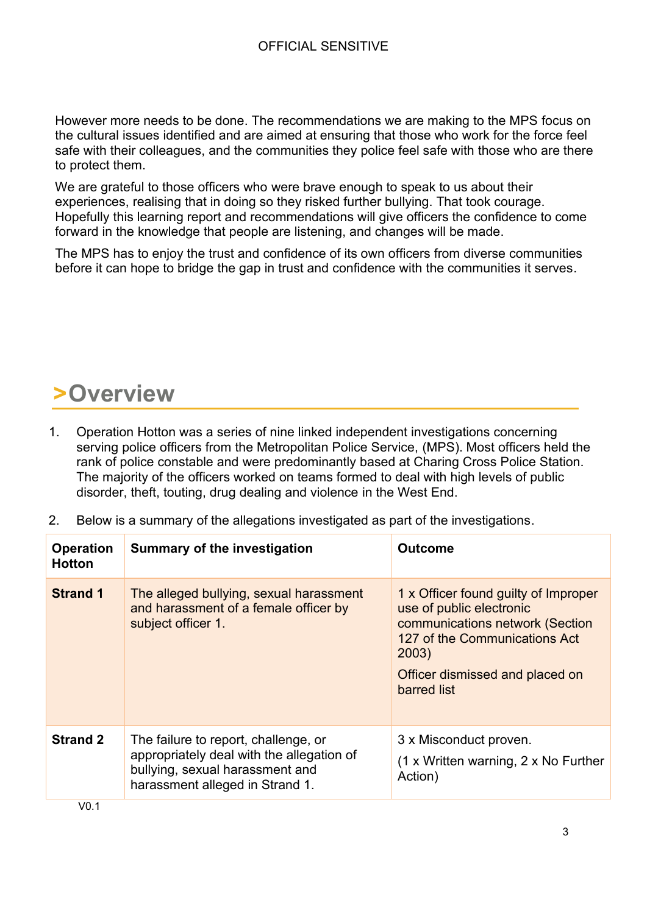However more needs to be done. The recommendations we are making to the MPS focus on the cultural issues identified and are aimed at ensuring that those who work for the force feel safe with their colleagues, and the communities they police feel safe with those who are there to protect them.

We are grateful to those officers who were brave enough to speak to us about their experiences, realising that in doing so they risked further bullying. That took courage. Hopefully this learning report and recommendations will give officers the confidence to come forward in the knowledge that people are listening, and changes will be made.

The MPS has to enjoy the trust and confidence of its own officers from diverse communities before it can hope to bridge the gap in trust and confidence with the communities it serves.

# >Overview

1. Operation Hotton was a series of nine linked independent investigations concerning serving police officers from the Metropolitan Police Service, (MPS). Most officers held the rank of police constable and were predominantly based at Charing Cross Police Station. The majority of the officers worked on teams formed to deal with high levels of public disorder, theft, touting, drug dealing and violence in the West End.

2. Below is a summary of the allegations investigated as part of the investigations.

| Operation Hotton | Summary of the investigation | Outcome |
|---|---|---|
| **Strand 1** | The alleged bullying, sexual harassment and harassment of a female officer by subject officer 1. | 1 x Officer found guilty of Improper use of public electronic communications network (Section 127 of the Communications Act 2003)<br><br>Officer dismissed and placed on barred list |
| **Strand 2** | The failure to report, challenge, or appropriately deal with the allegation of bullying, sexual harassment and harassment alleged in Strand 1. | 3 x Misconduct proven.<br><br>(1 x Written warning, 2 x No Further Action) |

V0.1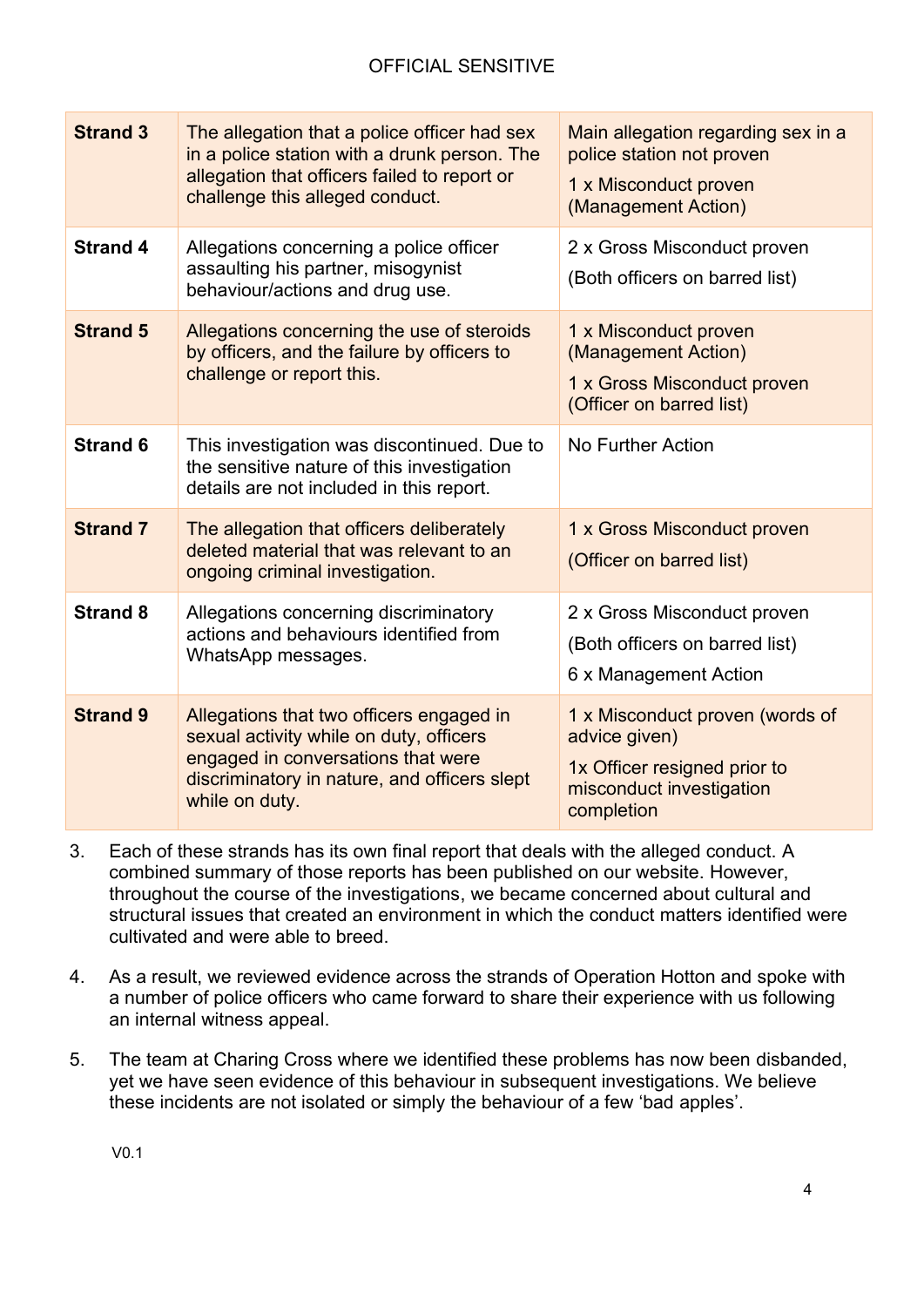| | | |
|---|---|---|
| **Strand 3** | The allegation that a police officer had sex in a police station with a drunk person. The allegation that officers failed to report or challenge this alleged conduct. | Main allegation regarding sex in a police station not proven<br>1 x Misconduct proven (Management Action) |
| **Strand 4** | Allegations concerning a police officer assaulting his partner, misogynist behaviour/actions and drug use. | 2 x Gross Misconduct proven<br>(Both officers on barred list) |
| **Strand 5** | Allegations concerning the use of steroids by officers, and the failure by officers to challenge or report this. | 1 x Misconduct proven (Management Action)<br>1 x Gross Misconduct proven (Officer on barred list) |
| **Strand 6** | This investigation was discontinued. Due to the sensitive nature of this investigation details are not included in this report. | No Further Action |
| **Strand 7** | The allegation that officers deliberately deleted material that was relevant to an ongoing criminal investigation. | 1 x Gross Misconduct proven<br>(Officer on barred list) |
| **Strand 8** | Allegations concerning discriminatory actions and behaviours identified from WhatsApp messages. | 2 x Gross Misconduct proven<br>(Both officers on barred list)<br>6 x Management Action |
| **Strand 9** | Allegations that two officers engaged in sexual activity while on duty, officers engaged in conversations that were discriminatory in nature, and officers slept while on duty. | 1 x Misconduct proven (words of advice given)<br>1x Officer resigned prior to misconduct investigation completion |

3. Each of these strands has its own final report that deals with the alleged conduct. A combined summary of those reports has been published on our website. However, throughout the course of the investigations, we became concerned about cultural and structural issues that created an environment in which the conduct matters identified were cultivated and were able to breed.

4. As a result, we reviewed evidence across the strands of Operation Hotton and spoke with a number of police officers who came forward to share their experience with us following an internal witness appeal.

5. The team at Charing Cross where we identified these problems has now been disbanded, yet we have seen evidence of this behaviour in subsequent investigations. We believe these incidents are not isolated or simply the behaviour of a few 'bad apples'.

V0.1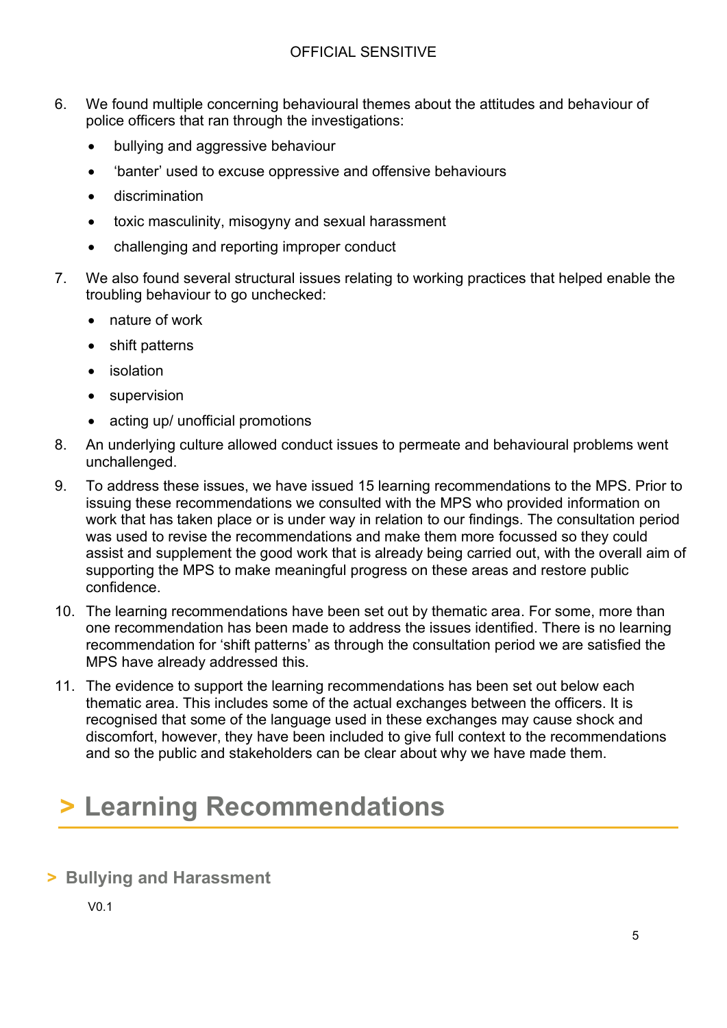6. We found multiple concerning behavioural themes about the attitudes and behaviour of police officers that ran through the investigations:
    - bullying and aggressive behaviour
    - 'banter' used to excuse oppressive and offensive behaviours
    - discrimination
    - toxic masculinity, misogyny and sexual harassment
    - challenging and reporting improper conduct

7. We also found several structural issues relating to working practices that helped enable the troubling behaviour to go unchecked:
    - nature of work
    - shift patterns
    - isolation
    - supervision
    - acting up/ unofficial promotions

8. An underlying culture allowed conduct issues to permeate and behavioural problems went unchallenged.

9. To address these issues, we have issued 15 learning recommendations to the MPS. Prior to issuing these recommendations we consulted with the MPS who provided information on work that has taken place or is under way in relation to our findings. The consultation period was used to revise the recommendations and make them more focussed so they could assist and supplement the good work that is already being carried out, with the overall aim of supporting the MPS to make meaningful progress on these areas and restore public confidence.

10. The learning recommendations have been set out by thematic area. For some, more than one recommendation has been made to address the issues identified. There is no learning recommendation for 'shift patterns' as through the consultation period we are satisfied the MPS have already addressed this.

11. The evidence to support the learning recommendations has been set out below each thematic area. This includes some of the actual exchanges between the officers. It is recognised that some of the language used in these exchanges may cause shock and discomfort, however, they have been included to give full context to the recommendations and so the public and stakeholders can be clear about why we have made them.

# > Learning Recommendations

## > Bullying and Harassment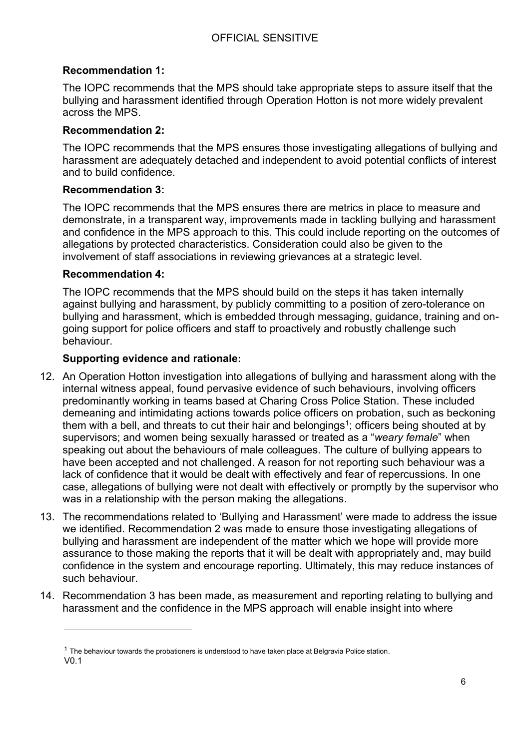**Recommendation 1:**

The IOPC recommends that the MPS should take appropriate steps to assure itself that the bullying and harassment identified through Operation Hotton is not more widely prevalent across the MPS.

**Recommendation 2:**

The IOPC recommends that the MPS ensures those investigating allegations of bullying and harassment are adequately detached and independent to avoid potential conflicts of interest and to build confidence.

**Recommendation 3:**

The IOPC recommends that the MPS ensures there are metrics in place to measure and demonstrate, in a transparent way, improvements made in tackling bullying and harassment and confidence in the MPS approach to this. This could include reporting on the outcomes of allegations by protected characteristics. Consideration could also be given to the involvement of staff associations in reviewing grievances at a strategic level.

**Recommendation 4:**

The IOPC recommends that the MPS should build on the steps it has taken internally against bullying and harassment, by publicly committing to a position of zero-tolerance on bullying and harassment, which is embedded through messaging, guidance, training and on-going support for police officers and staff to proactively and robustly challenge such behaviour.

**Supporting evidence and rationale:**

12. An Operation Hotton investigation into allegations of bullying and harassment along with the internal witness appeal, found pervasive evidence of such behaviours, involving officers predominantly working in teams based at Charing Cross Police Station. These included demeaning and intimidating actions towards police officers on probation, such as beckoning them with a bell, and threats to cut their hair and belongings[1]; officers being shouted at by supervisors; and women being sexually harassed or treated as a "*weary female*" when speaking out about the behaviours of male colleagues. The culture of bullying appears to have been accepted and not challenged. A reason for not reporting such behaviour was a lack of confidence that it would be dealt with effectively and fear of repercussions. In one case, allegations of bullying were not dealt with effectively or promptly by the supervisor who was in a relationship with the person making the allegations.

13. The recommendations related to 'Bullying and Harassment' were made to address the issue we identified. Recommendation 2 was made to ensure those investigating allegations of bullying and harassment are independent of the matter which we hope will provide more assurance to those making the reports that it will be dealt with appropriately and, may build confidence in the system and encourage reporting. Ultimately, this may reduce instances of such behaviour.

14. Recommendation 3 has been made, as measurement and reporting relating to bullying and harassment and the confidence in the MPS approach will enable insight into where

[1] The behaviour towards the probationers is understood to have taken place at Belgravia Police station.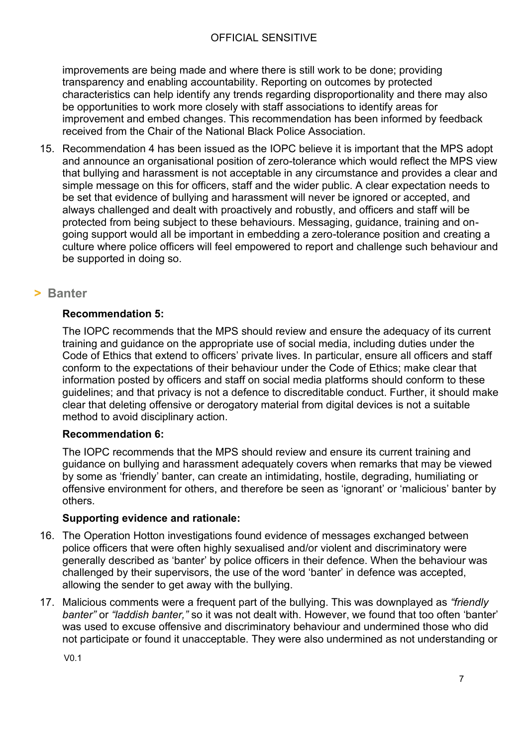improvements are being made and where there is still work to be done; providing transparency and enabling accountability. Reporting on outcomes by protected characteristics can help identify any trends regarding disproportionality and there may also be opportunities to work more closely with staff associations to identify areas for improvement and embed changes. This recommendation has been informed by feedback received from the Chair of the National Black Police Association.

15. Recommendation 4 has been issued as the IOPC believe it is important that the MPS adopt and announce an organisational position of zero-tolerance which would reflect the MPS view that bullying and harassment is not acceptable in any circumstance and provides a clear and simple message on this for officers, staff and the wider public. A clear expectation needs to be set that evidence of bullying and harassment will never be ignored or accepted, and always challenged and dealt with proactively and robustly, and officers and staff will be protected from being subject to these behaviours. Messaging, guidance, training and on-going support would all be important in embedding a zero-tolerance position and creating a culture where police officers will feel empowered to report and challenge such behaviour and be supported in doing so.

## > Banter

**Recommendation 5:**

The IOPC recommends that the MPS should review and ensure the adequacy of its current training and guidance on the appropriate use of social media, including duties under the Code of Ethics that extend to officers' private lives. In particular, ensure all officers and staff conform to the expectations of their behaviour under the Code of Ethics; make clear that information posted by officers and staff on social media platforms should conform to these guidelines; and that privacy is not a defence to discreditable conduct. Further, it should make clear that deleting offensive or derogatory material from digital devices is not a suitable method to avoid disciplinary action.

**Recommendation 6:**

The IOPC recommends that the MPS should review and ensure its current training and guidance on bullying and harassment adequately covers when remarks that may be viewed by some as 'friendly' banter, can create an intimidating, hostile, degrading, humiliating or offensive environment for others, and therefore be seen as 'ignorant' or 'malicious' banter by others.

**Supporting evidence and rationale:**

16. The Operation Hotton investigations found evidence of messages exchanged between police officers that were often highly sexualised and/or violent and discriminatory were generally described as 'banter' by police officers in their defence. When the behaviour was challenged by their supervisors, the use of the word 'banter' in defence was accepted, allowing the sender to get away with the bullying.

17. Malicious comments were a frequent part of the bullying. This was downplayed as *"friendly banter"* or *"laddish banter,"* so it was not dealt with. However, we found that too often 'banter' was used to excuse offensive and discriminatory behaviour and undermined those who did not participate or found it unacceptable. They were also undermined as not understanding or

V0.1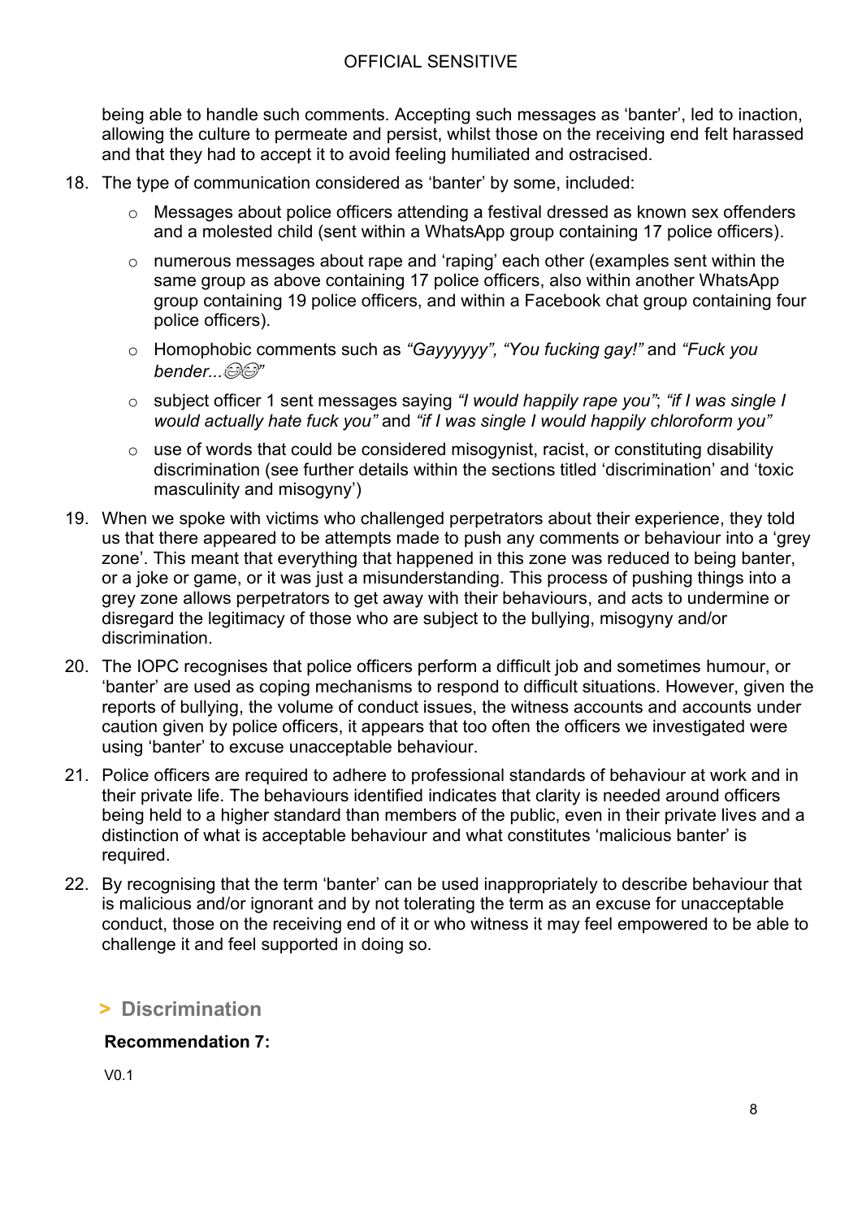being able to handle such comments. Accepting such messages as 'banter', led to inaction, allowing the culture to permeate and persist, whilst those on the receiving end felt harassed and that they had to accept it to avoid feeling humiliated and ostracised.

18. The type of communication considered as 'banter' by some, included:
    - Messages about police officers attending a festival dressed as known sex offenders and a molested child (sent within a WhatsApp group containing 17 police officers).
    - numerous messages about rape and 'raping' each other (examples sent within the same group as above containing 17 police officers, also within another WhatsApp group containing 19 police officers, and within a Facebook chat group containing four police officers).
    - Homophobic comments such as *"Gayyyyyy", "You fucking gay!"* and *"Fuck you bender...😂😂"*
    - subject officer 1 sent messages saying *"I would happily rape you"*; *"if I was single I would actually hate fuck you"* and *"if I was single I would happily chloroform you"*
    - use of words that could be considered misogynist, racist, or constituting disability discrimination (see further details within the sections titled 'discrimination' and 'toxic masculinity and misogyny')

19. When we spoke with victims who challenged perpetrators about their experience, they told us that there appeared to be attempts made to push any comments or behaviour into a 'grey zone'. This meant that everything that happened in this zone was reduced to being banter, or a joke or game, or it was just a misunderstanding. This process of pushing things into a grey zone allows perpetrators to get away with their behaviours, and acts to undermine or disregard the legitimacy of those who are subject to the bullying, misogyny and/or discrimination.

20. The IOPC recognises that police officers perform a difficult job and sometimes humour, or 'banter' are used as coping mechanisms to respond to difficult situations. However, given the reports of bullying, the volume of conduct issues, the witness accounts and accounts under caution given by police officers, it appears that too often the officers we investigated were using 'banter' to excuse unacceptable behaviour.

21. Police officers are required to adhere to professional standards of behaviour at work and in their private life. The behaviours identified indicates that clarity is needed around officers being held to a higher standard than members of the public, even in their private lives and a distinction of what is acceptable behaviour and what constitutes 'malicious banter' is required.

22. By recognising that the term 'banter' can be used inappropriately to describe behaviour that is malicious and/or ignorant and by not tolerating the term as an excuse for unacceptable conduct, those on the receiving end of it or who witness it may feel empowered to be able to challenge it and feel supported in doing so.

## > Discrimination

**Recommendation 7:**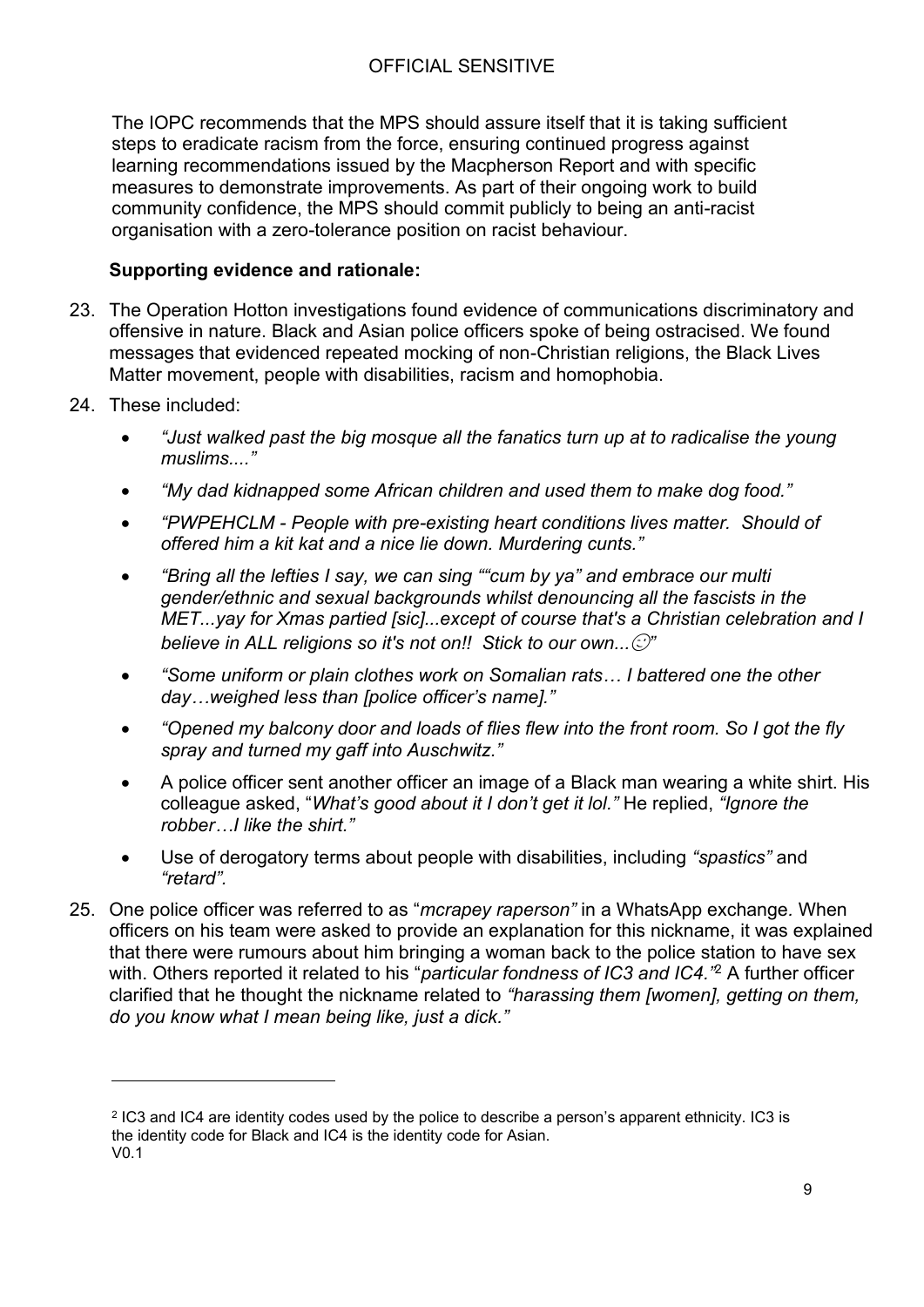The IOPC recommends that the MPS should assure itself that it is taking sufficient steps to eradicate racism from the force, ensuring continued progress against learning recommendations issued by the Macpherson Report and with specific measures to demonstrate improvements. As part of their ongoing work to build community confidence, the MPS should commit publicly to being an anti-racist organisation with a zero-tolerance position on racist behaviour.

**Supporting evidence and rationale:**

23. The Operation Hotton investigations found evidence of communications discriminatory and offensive in nature. Black and Asian police officers spoke of being ostracised. We found messages that evidenced repeated mocking of non-Christian religions, the Black Lives Matter movement, people with disabilities, racism and homophobia.

24. These included:

    - *"Just walked past the big mosque all the fanatics turn up at to radicalise the young muslims...."*
    - *"My dad kidnapped some African children and used them to make dog food."*
    - *"PWPEHCLM - People with pre-existing heart conditions lives matter. Should of offered him a kit kat and a nice lie down. Murdering cunts."*
    - *"Bring all the lefties I say, we can sing ""cum by ya" and embrace our multi gender/ethnic and sexual backgrounds whilst denouncing all the fascists in the MET...yay for Xmas partied [sic]...except of course that's a Christian celebration and I believe in ALL religions so it's not on!! Stick to our own...☺"*
    - *"Some uniform or plain clothes work on Somalian rats… I battered one the other day…weighed less than [police officer's name]."*
    - *"Opened my balcony door and loads of flies flew into the front room. So I got the fly spray and turned my gaff into Auschwitz."*
    - A police officer sent another officer an image of a Black man wearing a white shirt. His colleague asked, "*What's good about it I don't get it lol."* He replied, *"Ignore the robber…I like the shirt."*
    - Use of derogatory terms about people with disabilities, including *"spastics"* and *"retard"*.

25. One police officer was referred to as "*mcrapey raperson"* in a WhatsApp exchange. When officers on his team were asked to provide an explanation for this nickname, it was explained that there were rumours about him bringing a woman back to the police station to have sex with. Others reported it related to his "*particular fondness of IC3 and IC4."*[2] A further officer clarified that he thought the nickname related to *"harassing them [women], getting on them, do you know what I mean being like, just a dick."*

---

[2] IC3 and IC4 are identity codes used by the police to describe a person's apparent ethnicity. IC3 is the identity code for Black and IC4 is the identity code for Asian.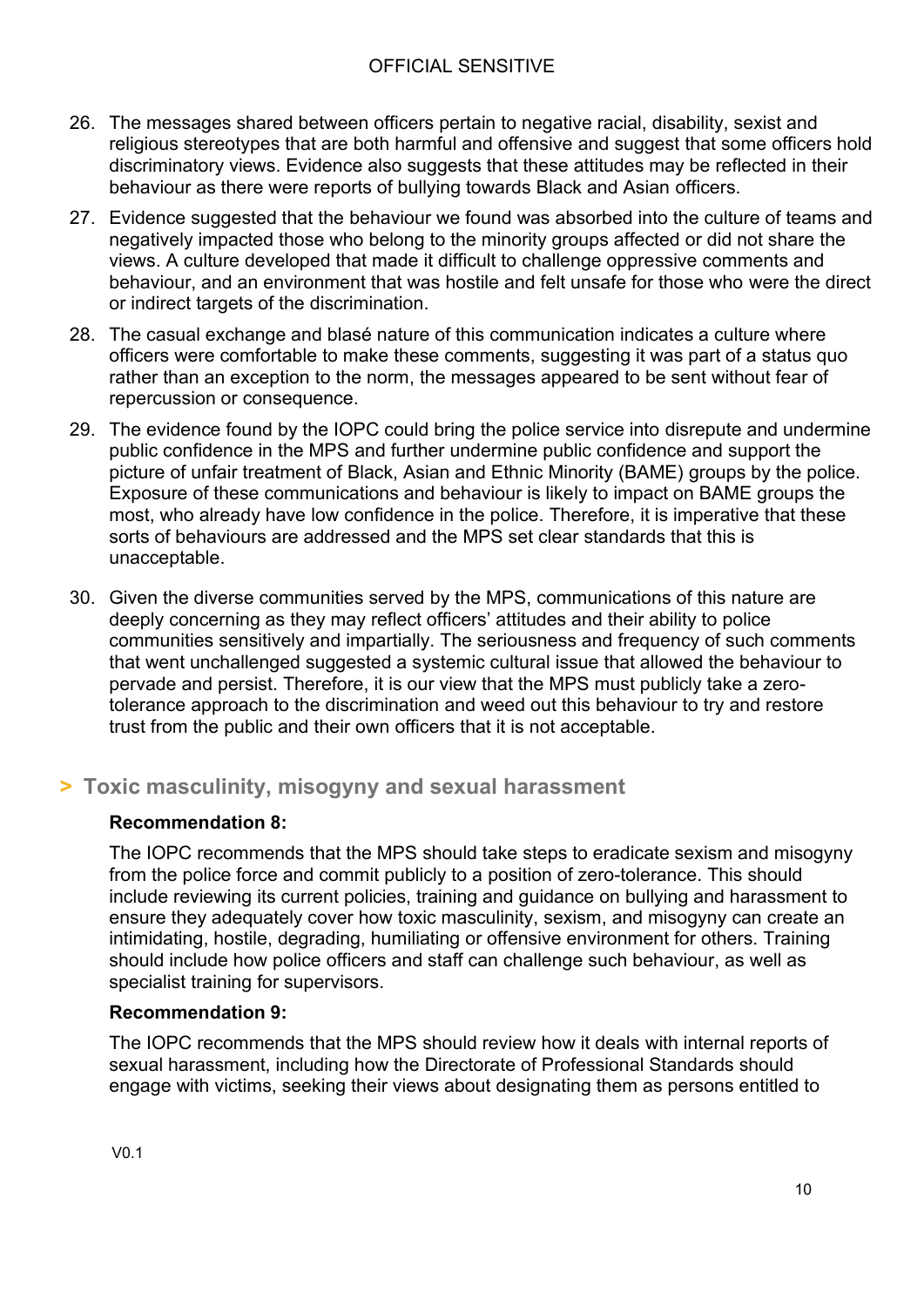26. The messages shared between officers pertain to negative racial, disability, sexist and religious stereotypes that are both harmful and offensive and suggest that some officers hold discriminatory views. Evidence also suggests that these attitudes may be reflected in their behaviour as there were reports of bullying towards Black and Asian officers.

27. Evidence suggested that the behaviour we found was absorbed into the culture of teams and negatively impacted those who belong to the minority groups affected or did not share the views. A culture developed that made it difficult to challenge oppressive comments and behaviour, and an environment that was hostile and felt unsafe for those who were the direct or indirect targets of the discrimination.

28. The casual exchange and blasé nature of this communication indicates a culture where officers were comfortable to make these comments, suggesting it was part of a status quo rather than an exception to the norm, the messages appeared to be sent without fear of repercussion or consequence.

29. The evidence found by the IOPC could bring the police service into disrepute and undermine public confidence in the MPS and further undermine public confidence and support the picture of unfair treatment of Black, Asian and Ethnic Minority (BAME) groups by the police. Exposure of these communications and behaviour is likely to impact on BAME groups the most, who already have low confidence in the police. Therefore, it is imperative that these sorts of behaviours are addressed and the MPS set clear standards that this is unacceptable.

30. Given the diverse communities served by the MPS, communications of this nature are deeply concerning as they may reflect officers' attitudes and their ability to police communities sensitively and impartially. The seriousness and frequency of such comments that went unchallenged suggested a systemic cultural issue that allowed the behaviour to pervade and persist. Therefore, it is our view that the MPS must publicly take a zero-tolerance approach to the discrimination and weed out this behaviour to try and restore trust from the public and their own officers that it is not acceptable.

## > Toxic masculinity, misogyny and sexual harassment

**Recommendation 8:**

The IOPC recommends that the MPS should take steps to eradicate sexism and misogyny from the police force and commit publicly to a position of zero-tolerance. This should include reviewing its current policies, training and guidance on bullying and harassment to ensure they adequately cover how toxic masculinity, sexism, and misogyny can create an intimidating, hostile, degrading, humiliating or offensive environment for others. Training should include how police officers and staff can challenge such behaviour, as well as specialist training for supervisors.

**Recommendation 9:**

The IOPC recommends that the MPS should review how it deals with internal reports of sexual harassment, including how the Directorate of Professional Standards should engage with victims, seeking their views about designating them as persons entitled to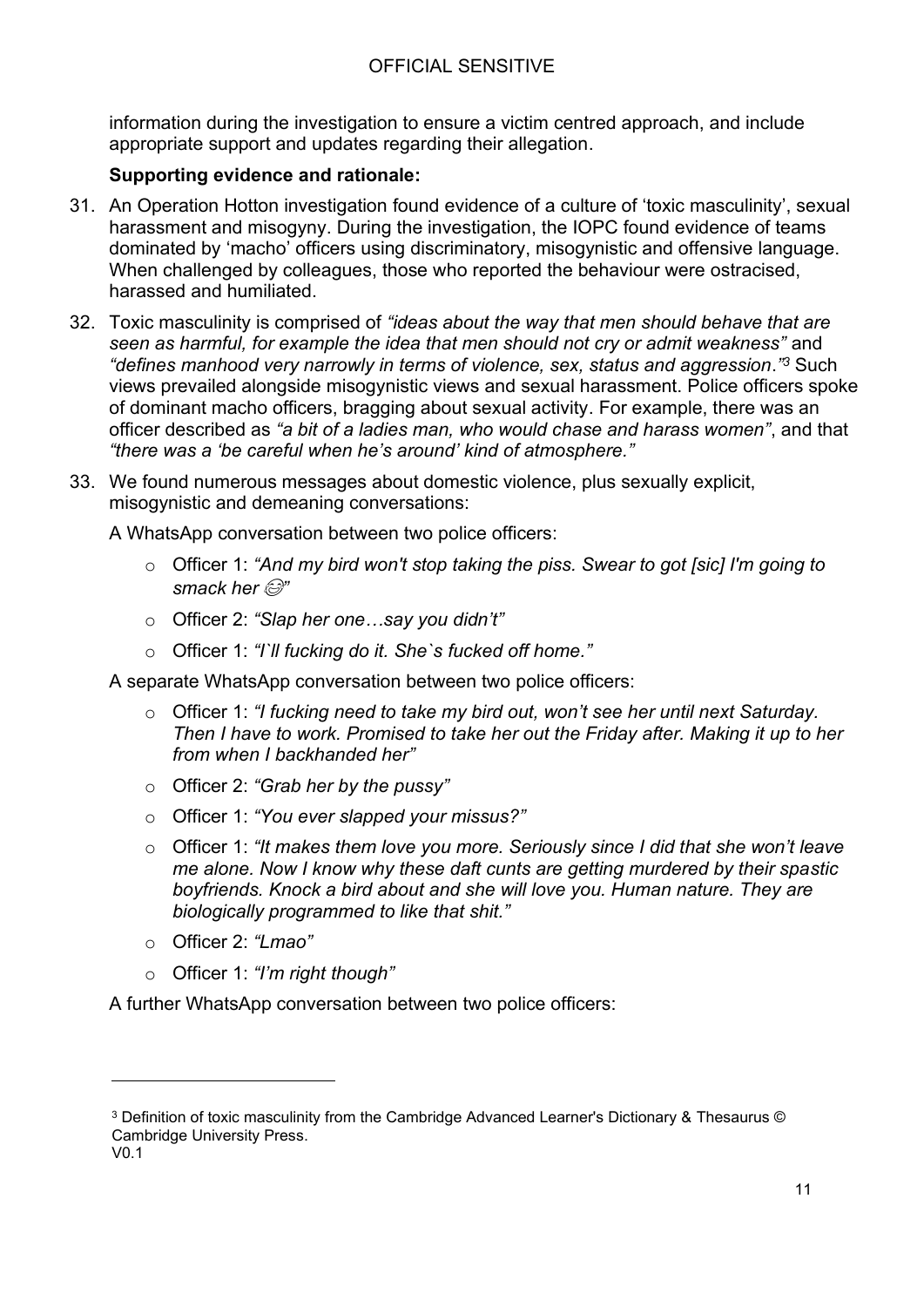information during the investigation to ensure a victim centred approach, and include appropriate support and updates regarding their allegation.

**Supporting evidence and rationale:**

31. An Operation Hotton investigation found evidence of a culture of 'toxic masculinity', sexual harassment and misogyny. During the investigation, the IOPC found evidence of teams dominated by 'macho' officers using discriminatory, misogynistic and offensive language. When challenged by colleagues, those who reported the behaviour were ostracised, harassed and humiliated.

32. Toxic masculinity is comprised of *"ideas about the way that men should behave that are seen as harmful, for example the idea that men should not cry or admit weakness"* and *"defines manhood very narrowly in terms of violence, sex, status and aggression."*[3] Such views prevailed alongside misogynistic views and sexual harassment. Police officers spoke of dominant macho officers, bragging about sexual activity. For example, there was an officer described as *"a bit of a ladies man, who would chase and harass women"*, and that *"there was a 'be careful when he's around' kind of atmosphere."*

33. We found numerous messages about domestic violence, plus sexually explicit, misogynistic and demeaning conversations:

A WhatsApp conversation between two police officers:

- Officer 1: *"And my bird won't stop taking the piss. Swear to got [sic] I'm going to smack her 😅"*
- Officer 2: *"Slap her one…say you didn't"*
- Officer 1: *"I`ll fucking do it. She`s fucked off home."*

A separate WhatsApp conversation between two police officers:

- Officer 1: *"I fucking need to take my bird out, won't see her until next Saturday. Then I have to work. Promised to take her out the Friday after. Making it up to her from when I backhanded her"*
- Officer 2: *"Grab her by the pussy"*
- Officer 1: *"You ever slapped your missus?"*
- Officer 1: *"It makes them love you more. Seriously since I did that she won't leave me alone. Now I know why these daft cunts are getting murdered by their spastic boyfriends. Knock a bird about and she will love you. Human nature. They are biologically programmed to like that shit."*
- Officer 2: *"Lmao"*
- Officer 1: *"I'm right though"*

A further WhatsApp conversation between two police officers:

---

[3] Definition of toxic masculinity from the Cambridge Advanced Learner's Dictionary & Thesaurus © Cambridge University Press.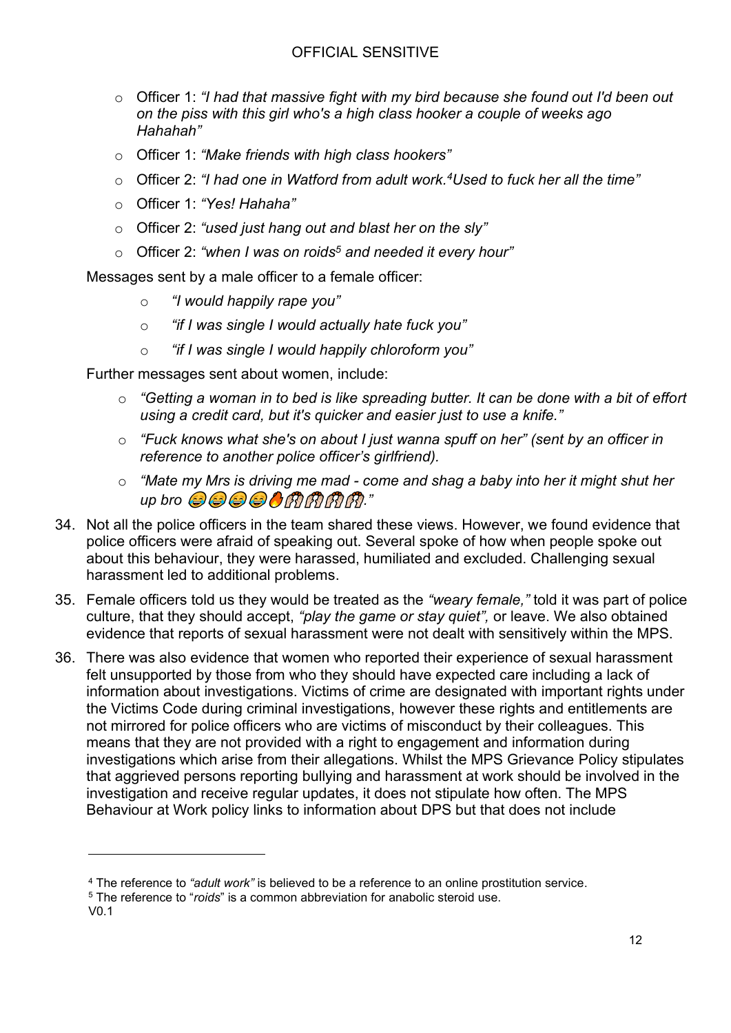- Officer 1: *"I had that massive fight with my bird because she found out I'd been out on the piss with this girl who's a high class hooker a couple of weeks ago Hahahah"*
- Officer 1: *"Make friends with high class hookers"*
- Officer 2: *"I had one in Watford from adult work.[4]Used to fuck her all the time"*
- Officer 1: *"Yes! Hahaha"*
- Officer 2: *"used just hang out and blast her on the sly"*
- Officer 2: *"when I was on roids[5] and needed it every hour"*

Messages sent by a male officer to a female officer:

- *"I would happily rape you"*
- *"if I was single I would actually hate fuck you"*
- *"if I was single I would happily chloroform you"*

Further messages sent about women, include:

- *"Getting a woman in to bed is like spreading butter. It can be done with a bit of effort using a credit card, but it's quicker and easier just to use a knife."*
- *"Fuck knows what she's on about I just wanna spuff on her"* (sent by an officer in reference to another police officer's girlfriend).
- *"Mate my Mrs is driving me mad - come and shag a baby into her it might shut her up bro 😂😂😂😂🔥🙌🙌🙌🙌."*

34. Not all the police officers in the team shared these views. However, we found evidence that police officers were afraid of speaking out. Several spoke of how when people spoke out about this behaviour, they were harassed, humiliated and excluded. Challenging sexual harassment led to additional problems.

35. Female officers told us they would be treated as the *"weary female,"* told it was part of police culture, that they should accept, *"play the game or stay quiet",* or leave. We also obtained evidence that reports of sexual harassment were not dealt with sensitively within the MPS.

36. There was also evidence that women who reported their experience of sexual harassment felt unsupported by those from who they should have expected care including a lack of information about investigations. Victims of crime are designated with important rights under the Victims Code during criminal investigations, however these rights and entitlements are not mirrored for police officers who are victims of misconduct by their colleagues. This means that they are not provided with a right to engagement and information during investigations which arise from their allegations. Whilst the MPS Grievance Policy stipulates that aggrieved persons reporting bullying and harassment at work should be involved in the investigation and receive regular updates, it does not stipulate how often. The MPS Behaviour at Work policy links to information about DPS but that does not include

---

[4] The reference to *"adult work"* is believed to be a reference to an online prostitution service.

[5] The reference to "*roids*" is a common abbreviation for anabolic steroid use.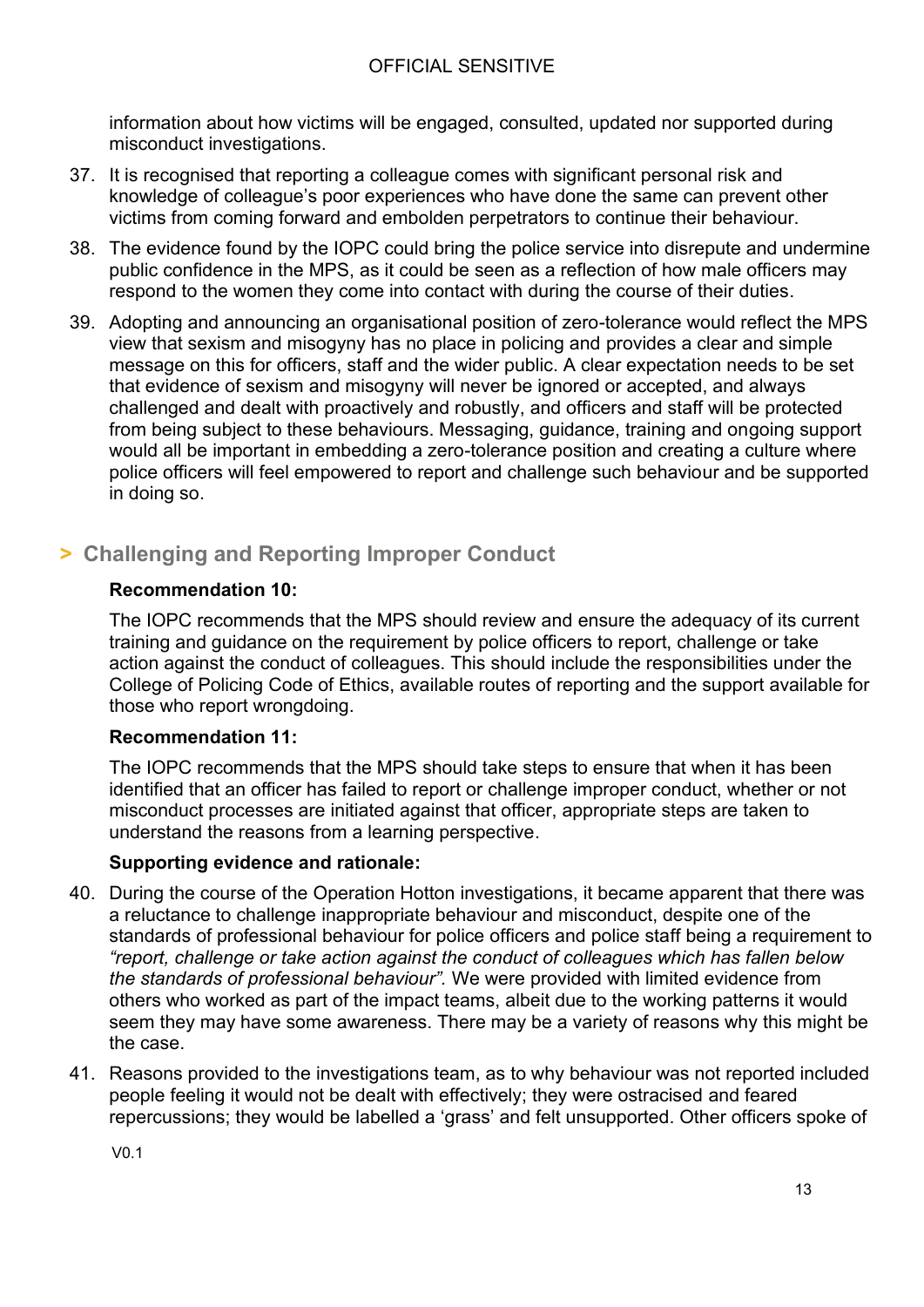information about how victims will be engaged, consulted, updated nor supported during misconduct investigations.

37. It is recognised that reporting a colleague comes with significant personal risk and knowledge of colleague's poor experiences who have done the same can prevent other victims from coming forward and embolden perpetrators to continue their behaviour.

38. The evidence found by the IOPC could bring the police service into disrepute and undermine public confidence in the MPS, as it could be seen as a reflection of how male officers may respond to the women they come into contact with during the course of their duties.

39. Adopting and announcing an organisational position of zero-tolerance would reflect the MPS view that sexism and misogyny has no place in policing and provides a clear and simple message on this for officers, staff and the wider public. A clear expectation needs to be set that evidence of sexism and misogyny will never be ignored or accepted, and always challenged and dealt with proactively and robustly, and officers and staff will be protected from being subject to these behaviours. Messaging, guidance, training and ongoing support would all be important in embedding a zero-tolerance position and creating a culture where police officers will feel empowered to report and challenge such behaviour and be supported in doing so.

## > Challenging and Reporting Improper Conduct

**Recommendation 10:**

The IOPC recommends that the MPS should review and ensure the adequacy of its current training and guidance on the requirement by police officers to report, challenge or take action against the conduct of colleagues. This should include the responsibilities under the College of Policing Code of Ethics, available routes of reporting and the support available for those who report wrongdoing.

**Recommendation 11:**

The IOPC recommends that the MPS should take steps to ensure that when it has been identified that an officer has failed to report or challenge improper conduct, whether or not misconduct processes are initiated against that officer, appropriate steps are taken to understand the reasons from a learning perspective.

**Supporting evidence and rationale:**

40. During the course of the Operation Hotton investigations, it became apparent that there was a reluctance to challenge inappropriate behaviour and misconduct, despite one of the standards of professional behaviour for police officers and police staff being a requirement to *"report, challenge or take action against the conduct of colleagues which has fallen below the standards of professional behaviour".* We were provided with limited evidence from others who worked as part of the impact teams, albeit due to the working patterns it would seem they may have some awareness. There may be a variety of reasons why this might be the case.

41. Reasons provided to the investigations team, as to why behaviour was not reported included people feeling it would not be dealt with effectively; they were ostracised and feared repercussions; they would be labelled a 'grass' and felt unsupported. Other officers spoke of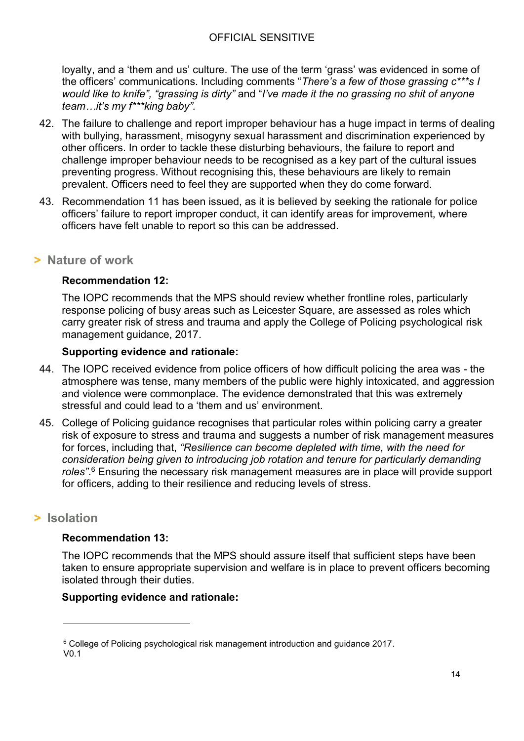loyalty, and a 'them and us' culture. The use of the term 'grass' was evidenced in some of the officers' communications. Including comments "*There's a few of those grassing c\*\*\*s I would like to knife", "grassing is dirty"* and "*I've made it the no grassing no shit of anyone team…it's my f\*\*\*king baby".*

42. The failure to challenge and report improper behaviour has a huge impact in terms of dealing with bullying, harassment, misogyny sexual harassment and discrimination experienced by other officers. In order to tackle these disturbing behaviours, the failure to report and challenge improper behaviour needs to be recognised as a key part of the cultural issues preventing progress. Without recognising this, these behaviours are likely to remain prevalent. Officers need to feel they are supported when they do come forward.

43. Recommendation 11 has been issued, as it is believed by seeking the rationale for police officers' failure to report improper conduct, it can identify areas for improvement, where officers have felt unable to report so this can be addressed.

## > Nature of work

**Recommendation 12:**

The IOPC recommends that the MPS should review whether frontline roles, particularly response policing of busy areas such as Leicester Square, are assessed as roles which carry greater risk of stress and trauma and apply the College of Policing psychological risk management guidance, 2017.

**Supporting evidence and rationale:**

44. The IOPC received evidence from police officers of how difficult policing the area was - the atmosphere was tense, many members of the public were highly intoxicated, and aggression and violence were commonplace. The evidence demonstrated that this was extremely stressful and could lead to a 'them and us' environment.

45. College of Policing guidance recognises that particular roles within policing carry a greater risk of exposure to stress and trauma and suggests a number of risk management measures for forces, including that, *"Resilience can become depleted with time, with the need for consideration being given to introducing job rotation and tenure for particularly demanding roles"*.[6] Ensuring the necessary risk management measures are in place will provide support for officers, adding to their resilience and reducing levels of stress.

## > Isolation

**Recommendation 13:**

The IOPC recommends that the MPS should assure itself that sufficient steps have been taken to ensure appropriate supervision and welfare is in place to prevent officers becoming isolated through their duties.

**Supporting evidence and rationale:**

---

[6] College of Policing psychological risk management introduction and guidance 2017.

V0.1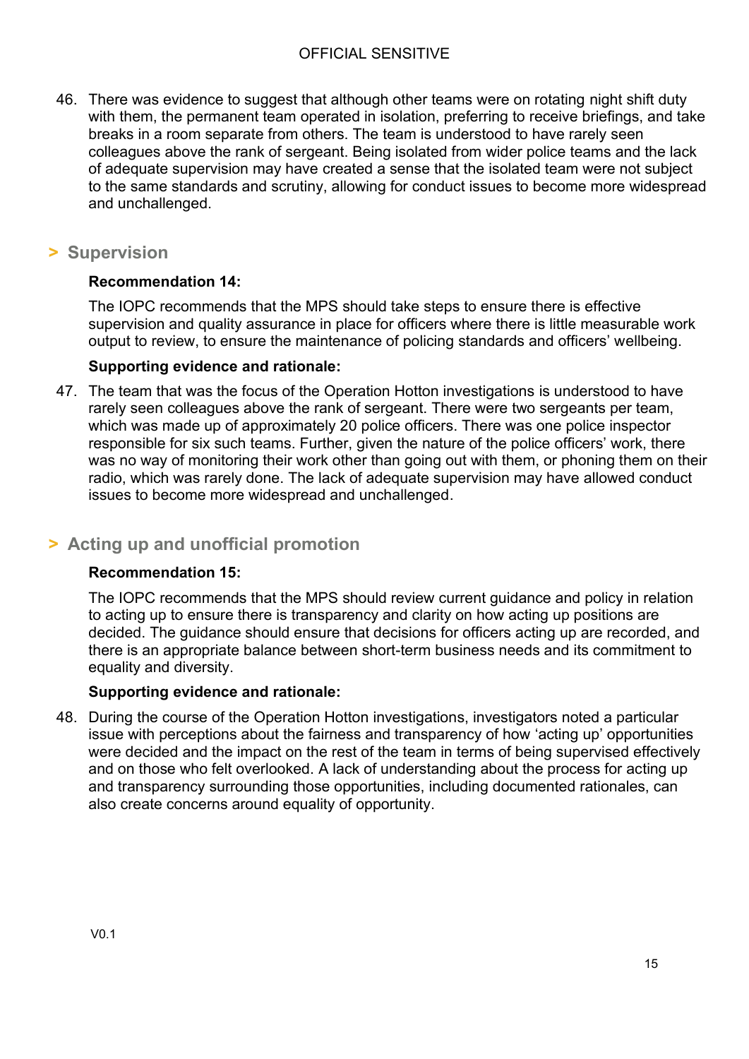46. There was evidence to suggest that although other teams were on rotating night shift duty with them, the permanent team operated in isolation, preferring to receive briefings, and take breaks in a room separate from others. The team is understood to have rarely seen colleagues above the rank of sergeant. Being isolated from wider police teams and the lack of adequate supervision may have created a sense that the isolated team were not subject to the same standards and scrutiny, allowing for conduct issues to become more widespread and unchallenged.

## > Supervision

**Recommendation 14:**

The IOPC recommends that the MPS should take steps to ensure there is effective supervision and quality assurance in place for officers where there is little measurable work output to review, to ensure the maintenance of policing standards and officers' wellbeing.

**Supporting evidence and rationale:**

47. The team that was the focus of the Operation Hotton investigations is understood to have rarely seen colleagues above the rank of sergeant. There were two sergeants per team, which was made up of approximately 20 police officers. There was one police inspector responsible for six such teams. Further, given the nature of the police officers' work, there was no way of monitoring their work other than going out with them, or phoning them on their radio, which was rarely done. The lack of adequate supervision may have allowed conduct issues to become more widespread and unchallenged.

## > Acting up and unofficial promotion

**Recommendation 15:**

The IOPC recommends that the MPS should review current guidance and policy in relation to acting up to ensure there is transparency and clarity on how acting up positions are decided. The guidance should ensure that decisions for officers acting up are recorded, and there is an appropriate balance between short-term business needs and its commitment to equality and diversity.

**Supporting evidence and rationale:**

48. During the course of the Operation Hotton investigations, investigators noted a particular issue with perceptions about the fairness and transparency of how 'acting up' opportunities were decided and the impact on the rest of the team in terms of being supervised effectively and on those who felt overlooked. A lack of understanding about the process for acting up and transparency surrounding those opportunities, including documented rationales, can also create concerns around equality of opportunity.